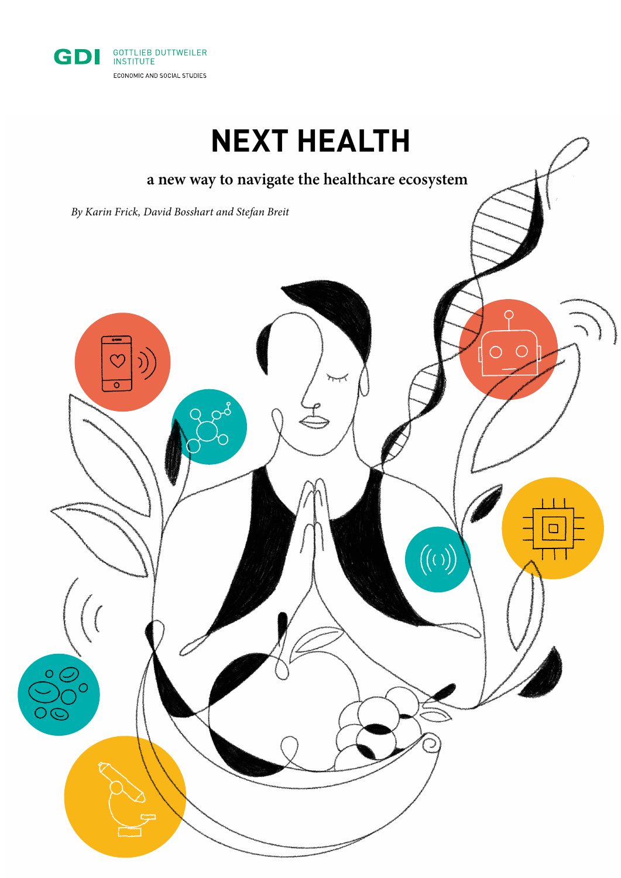GDI GOTTLIEB DUTTWEILER INSTITUTE

ECONOMIC AND SOCIAL STUDIES

# NEXT HEALTH

**a new way to navigate the healthcare ecosystem**

*By Karin Frick, David Bosshart and Stefan Breit*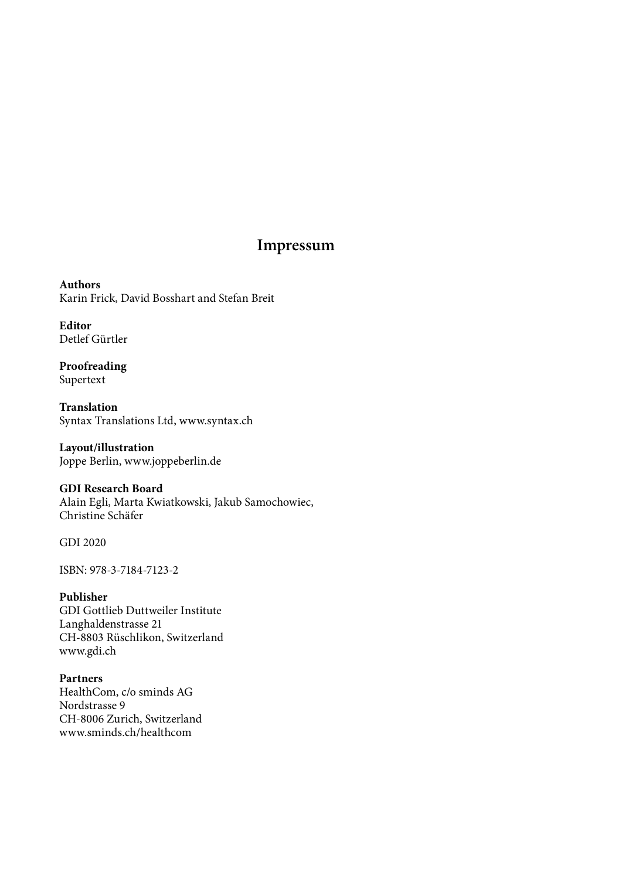# Impressum

**Authors**
Karin Frick, David Bosshart and Stefan Breit

**Editor**
Detlef Gürtler

**Proofreading**
Supertext

**Translation**
Syntax Translations Ltd, www.syntax.ch

**Layout/illustration**
Joppe Berlin, www.joppeberlin.de

**GDI Research Board**
Alain Egli, Marta Kwiatkowski, Jakub Samochowiec, Christine Schäfer

GDI 2020

ISBN: 978-3-7184-7123-2

**Publisher**
GDI Gottlieb Duttweiler Institute
Langhaldenstrasse 21
CH-8803 Rüschlikon, Switzerland
www.gdi.ch

**Partners**
HealthCom, c/o sminds AG
Nordstrasse 9
CH-8006 Zurich, Switzerland
www.sminds.ch/healthcom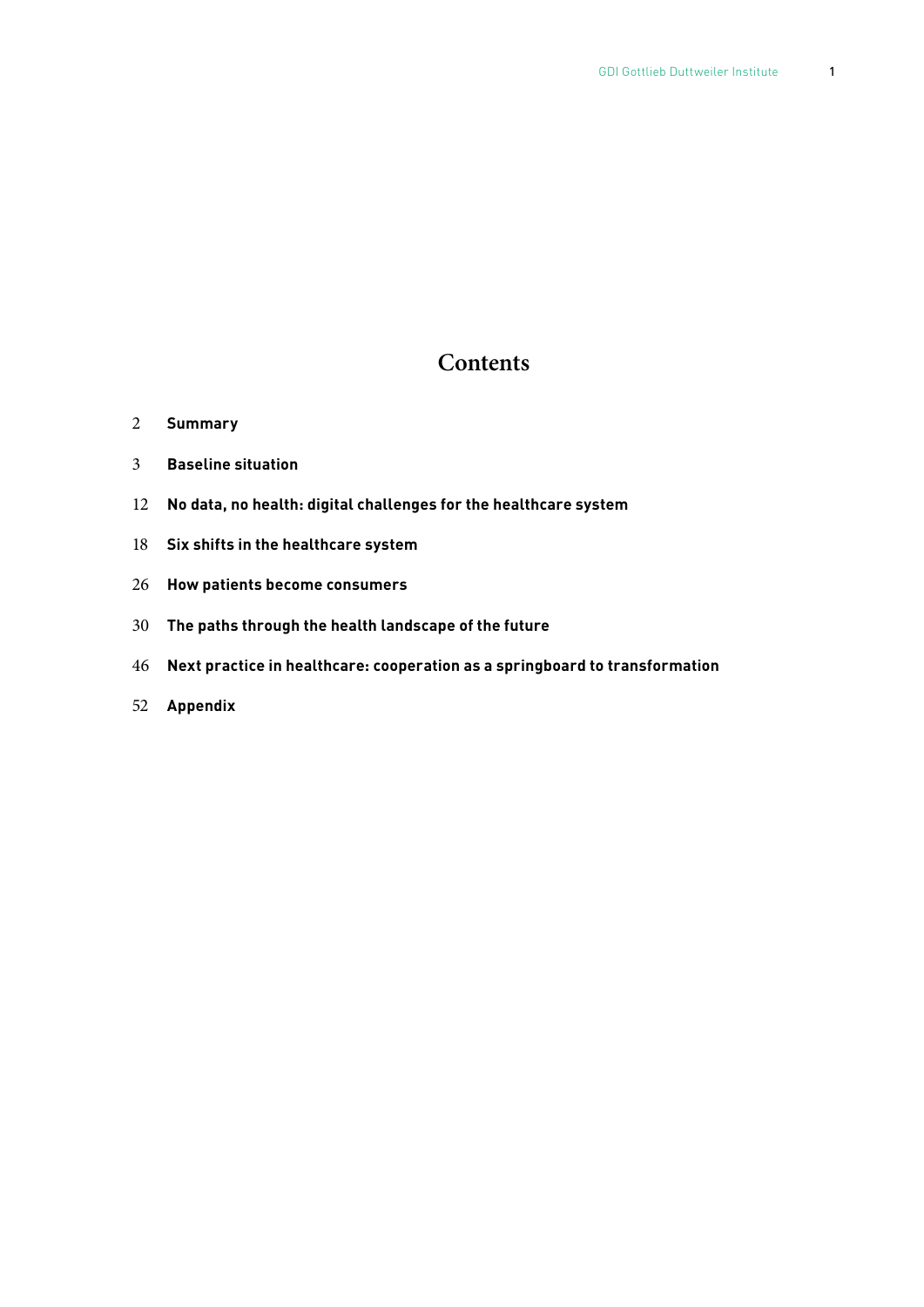# Contents

2 **Summary**

3 **Baseline situation**

12 **No data, no health: digital challenges for the healthcare system**

18 **Six shifts in the healthcare system**

26 **How patients become consumers**

30 **The paths through the health landscape of the future**

46 **Next practice in healthcare: cooperation as a springboard to transformation**

52 **Appendix**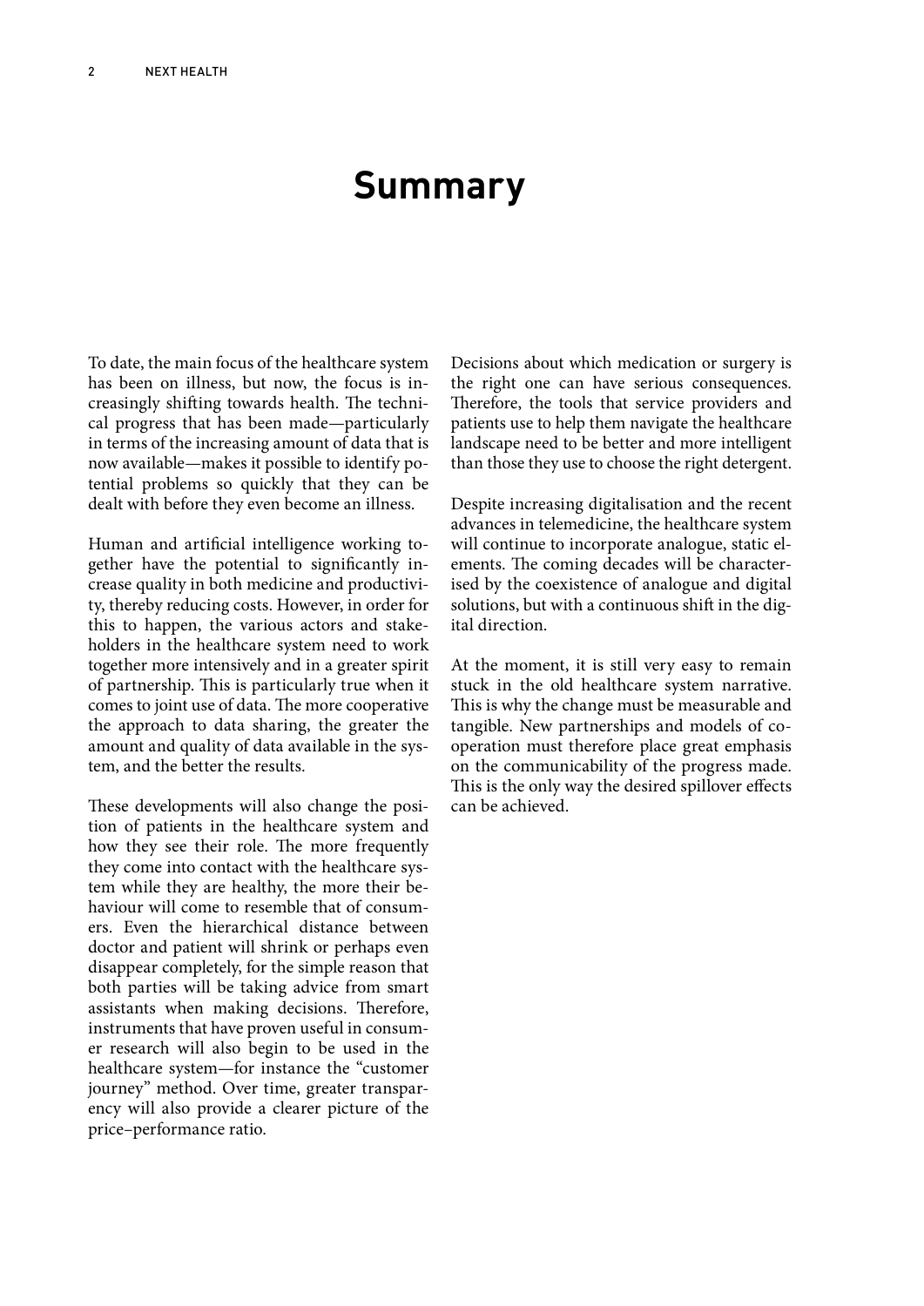# Summary

To date, the main focus of the healthcare system has been on illness, but now, the focus is increasingly shifting towards health. The technical progress that has been made—particularly in terms of the increasing amount of data that is now available—makes it possible to identify potential problems so quickly that they can be dealt with before they even become an illness.

Human and artificial intelligence working together have the potential to significantly increase quality in both medicine and productivity, thereby reducing costs. However, in order for this to happen, the various actors and stakeholders in the healthcare system need to work together more intensively and in a greater spirit of partnership. This is particularly true when it comes to joint use of data. The more cooperative the approach to data sharing, the greater the amount and quality of data available in the system, and the better the results.

These developments will also change the position of patients in the healthcare system and how they see their role. The more frequently they come into contact with the healthcare system while they are healthy, the more their behaviour will come to resemble that of consumers. Even the hierarchical distance between doctor and patient will shrink or perhaps even disappear completely, for the simple reason that both parties will be taking advice from smart assistants when making decisions. Therefore, instruments that have proven useful in consumer research will also begin to be used in the healthcare system—for instance the "customer journey" method. Over time, greater transparency will also provide a clearer picture of the price–performance ratio.

Decisions about which medication or surgery is the right one can have serious consequences. Therefore, the tools that service providers and patients use to help them navigate the healthcare landscape need to be better and more intelligent than those they use to choose the right detergent.

Despite increasing digitalisation and the recent advances in telemedicine, the healthcare system will continue to incorporate analogue, static elements. The coming decades will be characterised by the coexistence of analogue and digital solutions, but with a continuous shift in the digital direction.

At the moment, it is still very easy to remain stuck in the old healthcare system narrative. This is why the change must be measurable and tangible. New partnerships and models of cooperation must therefore place great emphasis on the communicability of the progress made. This is the only way the desired spillover effects can be achieved.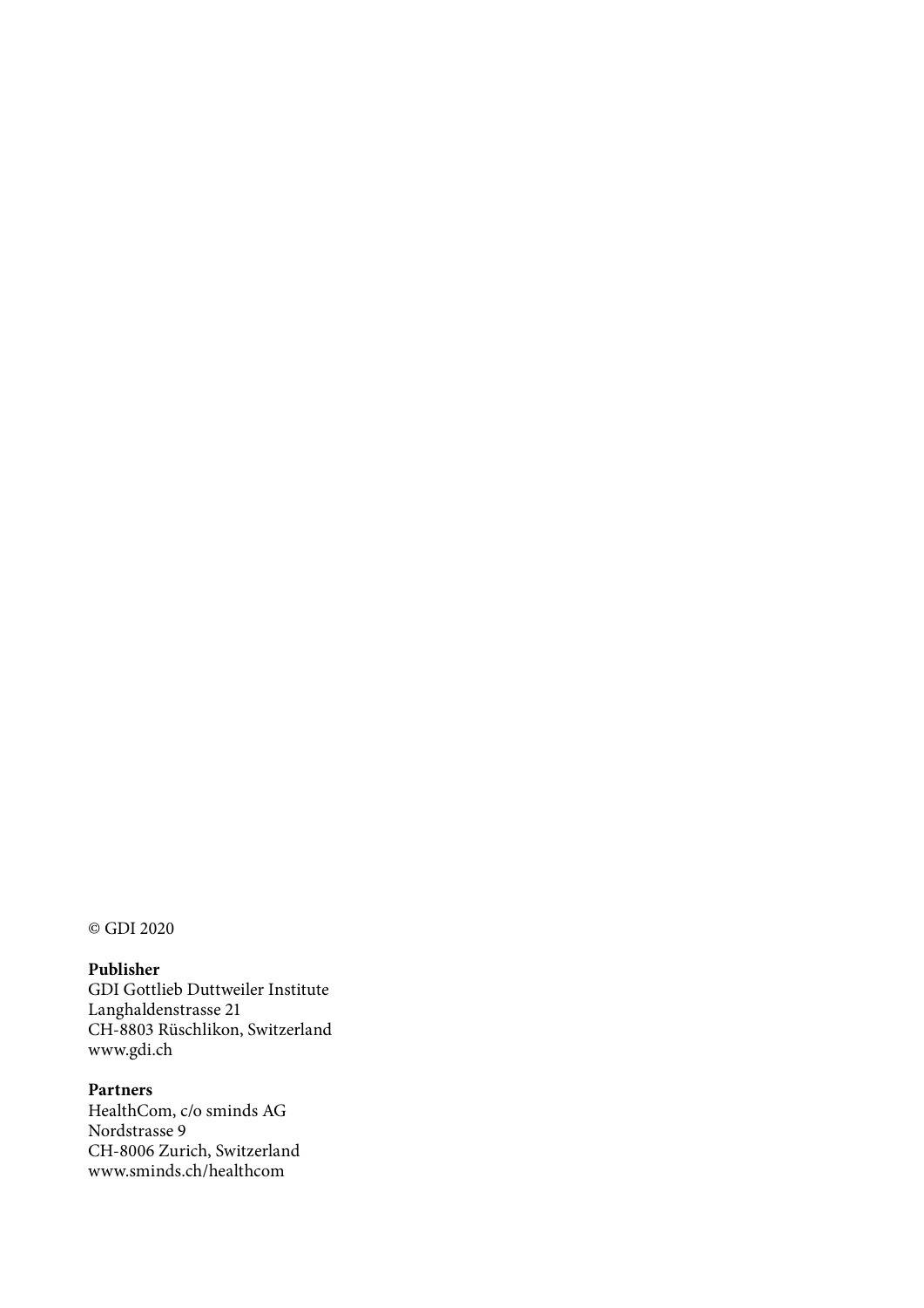© GDI 2020

**Publisher**
GDI Gottlieb Duttweiler Institute
Langhaldenstrasse 21
CH-8803 Rüschlikon, Switzerland
www.gdi.ch

**Partners**
HealthCom, c/o sminds AG
Nordstrasse 9
CH-8006 Zurich, Switzerland
www.sminds.ch/healthcom